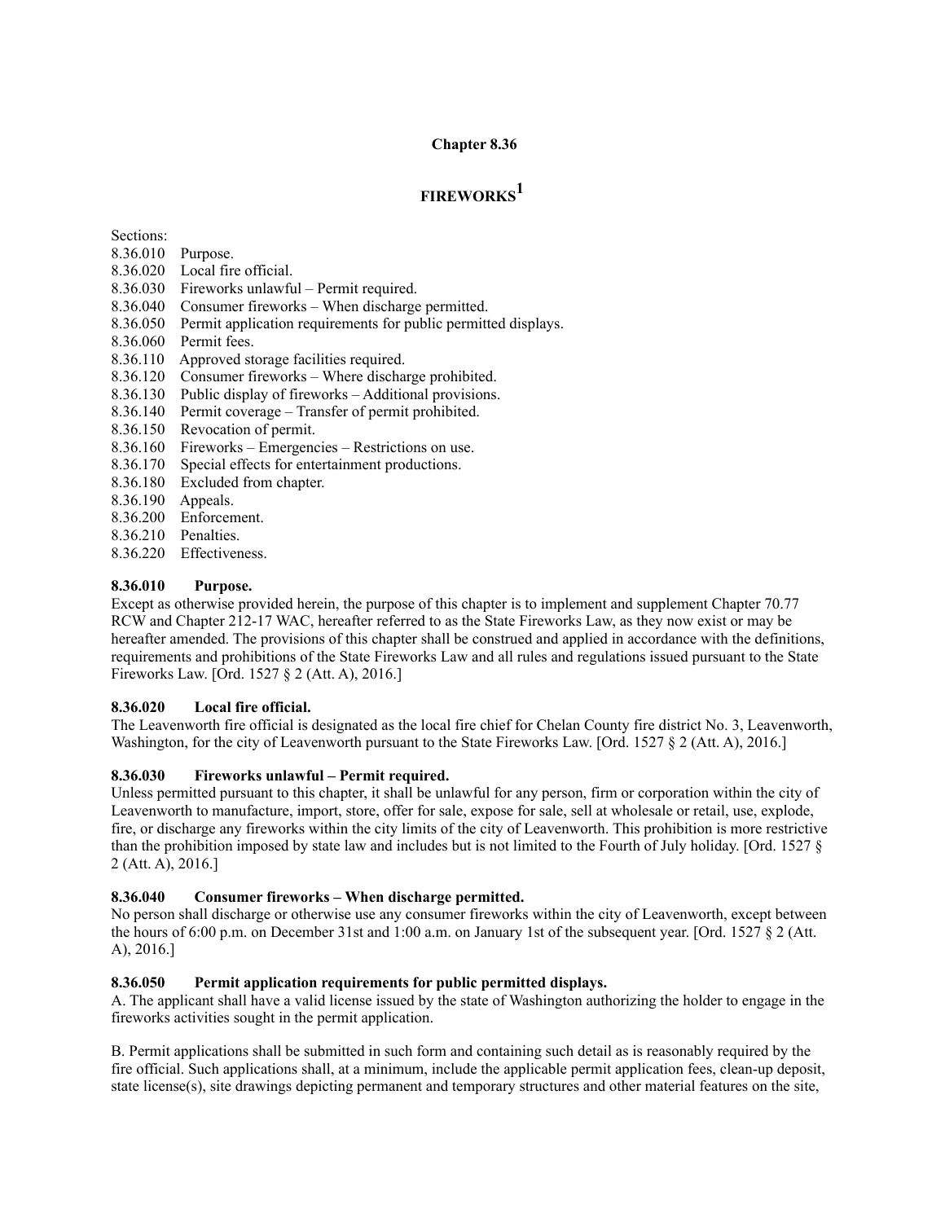# Chapter 8.36

## FIREWORKS[1]

Sections:

8.36.010 Purpose.
8.36.020 Local fire official.
8.36.030 Fireworks unlawful – Permit required.
8.36.040 Consumer fireworks – When discharge permitted.
8.36.050 Permit application requirements for public permitted displays.
8.36.060 Permit fees.
8.36.110 Approved storage facilities required.
8.36.120 Consumer fireworks – Where discharge prohibited.
8.36.130 Public display of fireworks – Additional provisions.
8.36.140 Permit coverage – Transfer of permit prohibited.
8.36.150 Revocation of permit.
8.36.160 Fireworks – Emergencies – Restrictions on use.
8.36.170 Special effects for entertainment productions.
8.36.180 Excluded from chapter.
8.36.190 Appeals.
8.36.200 Enforcement.
8.36.210 Penalties.
8.36.220 Effectiveness.

### 8.36.010 Purpose.

Except as otherwise provided herein, the purpose of this chapter is to implement and supplement Chapter 70.77 RCW and Chapter 212-17 WAC, hereafter referred to as the State Fireworks Law, as they now exist or may be hereafter amended. The provisions of this chapter shall be construed and applied in accordance with the definitions, requirements and prohibitions of the State Fireworks Law and all rules and regulations issued pursuant to the State Fireworks Law. [Ord. 1527 § 2 (Att. A), 2016.]

### 8.36.020 Local fire official.

The Leavenworth fire official is designated as the local fire chief for Chelan County fire district No. 3, Leavenworth, Washington, for the city of Leavenworth pursuant to the State Fireworks Law. [Ord. 1527 § 2 (Att. A), 2016.]

### 8.36.030 Fireworks unlawful – Permit required.

Unless permitted pursuant to this chapter, it shall be unlawful for any person, firm or corporation within the city of Leavenworth to manufacture, import, store, offer for sale, expose for sale, sell at wholesale or retail, use, explode, fire, or discharge any fireworks within the city limits of the city of Leavenworth. This prohibition is more restrictive than the prohibition imposed by state law and includes but is not limited to the Fourth of July holiday. [Ord. 1527 § 2 (Att. A), 2016.]

### 8.36.040 Consumer fireworks – When discharge permitted.

No person shall discharge or otherwise use any consumer fireworks within the city of Leavenworth, except between the hours of 6:00 p.m. on December 31st and 1:00 a.m. on January 1st of the subsequent year. [Ord. 1527 § 2 (Att. A), 2016.]

### 8.36.050 Permit application requirements for public permitted displays.

A. The applicant shall have a valid license issued by the state of Washington authorizing the holder to engage in the fireworks activities sought in the permit application.

B. Permit applications shall be submitted in such form and containing such detail as is reasonably required by the fire official. Such applications shall, at a minimum, include the applicable permit application fees, clean-up deposit, state license(s), site drawings depicting permanent and temporary structures and other material features on the site,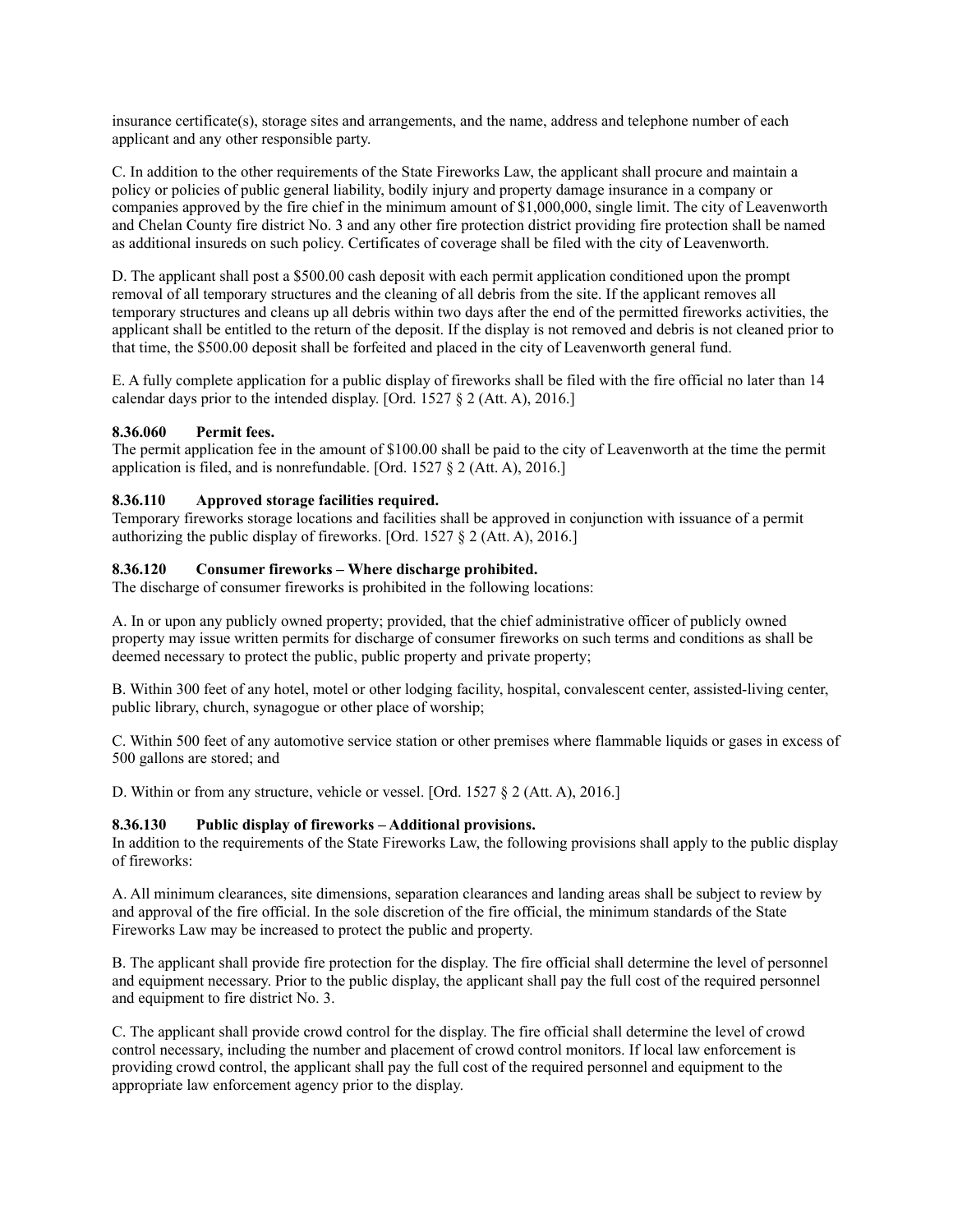insurance certificate(s), storage sites and arrangements, and the name, address and telephone number of each applicant and any other responsible party.

C. In addition to the other requirements of the State Fireworks Law, the applicant shall procure and maintain a policy or policies of public general liability, bodily injury and property damage insurance in a company or companies approved by the fire chief in the minimum amount of $1,000,000, single limit. The city of Leavenworth and Chelan County fire district No. 3 and any other fire protection district providing fire protection shall be named as additional insureds on such policy. Certificates of coverage shall be filed with the city of Leavenworth.

D. The applicant shall post a $500.00 cash deposit with each permit application conditioned upon the prompt removal of all temporary structures and the cleaning of all debris from the site. If the applicant removes all temporary structures and cleans up all debris within two days after the end of the permitted fireworks activities, the applicant shall be entitled to the return of the deposit. If the display is not removed and debris is not cleaned prior to that time, the $500.00 deposit shall be forfeited and placed in the city of Leavenworth general fund.

E. A fully complete application for a public display of fireworks shall be filed with the fire official no later than 14 calendar days prior to the intended display. [Ord. 1527 § 2 (Att. A), 2016.]

**8.36.060 Permit fees.**
The permit application fee in the amount of $100.00 shall be paid to the city of Leavenworth at the time the permit application is filed, and is nonrefundable. [Ord. 1527 § 2 (Att. A), 2016.]

**8.36.110 Approved storage facilities required.**
Temporary fireworks storage locations and facilities shall be approved in conjunction with issuance of a permit authorizing the public display of fireworks. [Ord. 1527 § 2 (Att. A), 2016.]

**8.36.120 Consumer fireworks – Where discharge prohibited.**
The discharge of consumer fireworks is prohibited in the following locations:

A. In or upon any publicly owned property; provided, that the chief administrative officer of publicly owned property may issue written permits for discharge of consumer fireworks on such terms and conditions as shall be deemed necessary to protect the public, public property and private property;

B. Within 300 feet of any hotel, motel or other lodging facility, hospital, convalescent center, assisted-living center, public library, church, synagogue or other place of worship;

C. Within 500 feet of any automotive service station or other premises where flammable liquids or gases in excess of 500 gallons are stored; and

D. Within or from any structure, vehicle or vessel. [Ord. 1527 § 2 (Att. A), 2016.]

**8.36.130 Public display of fireworks – Additional provisions.**
In addition to the requirements of the State Fireworks Law, the following provisions shall apply to the public display of fireworks:

A. All minimum clearances, site dimensions, separation clearances and landing areas shall be subject to review by and approval of the fire official. In the sole discretion of the fire official, the minimum standards of the State Fireworks Law may be increased to protect the public and property.

B. The applicant shall provide fire protection for the display. The fire official shall determine the level of personnel and equipment necessary. Prior to the public display, the applicant shall pay the full cost of the required personnel and equipment to fire district No. 3.

C. The applicant shall provide crowd control for the display. The fire official shall determine the level of crowd control necessary, including the number and placement of crowd control monitors. If local law enforcement is providing crowd control, the applicant shall pay the full cost of the required personnel and equipment to the appropriate law enforcement agency prior to the display.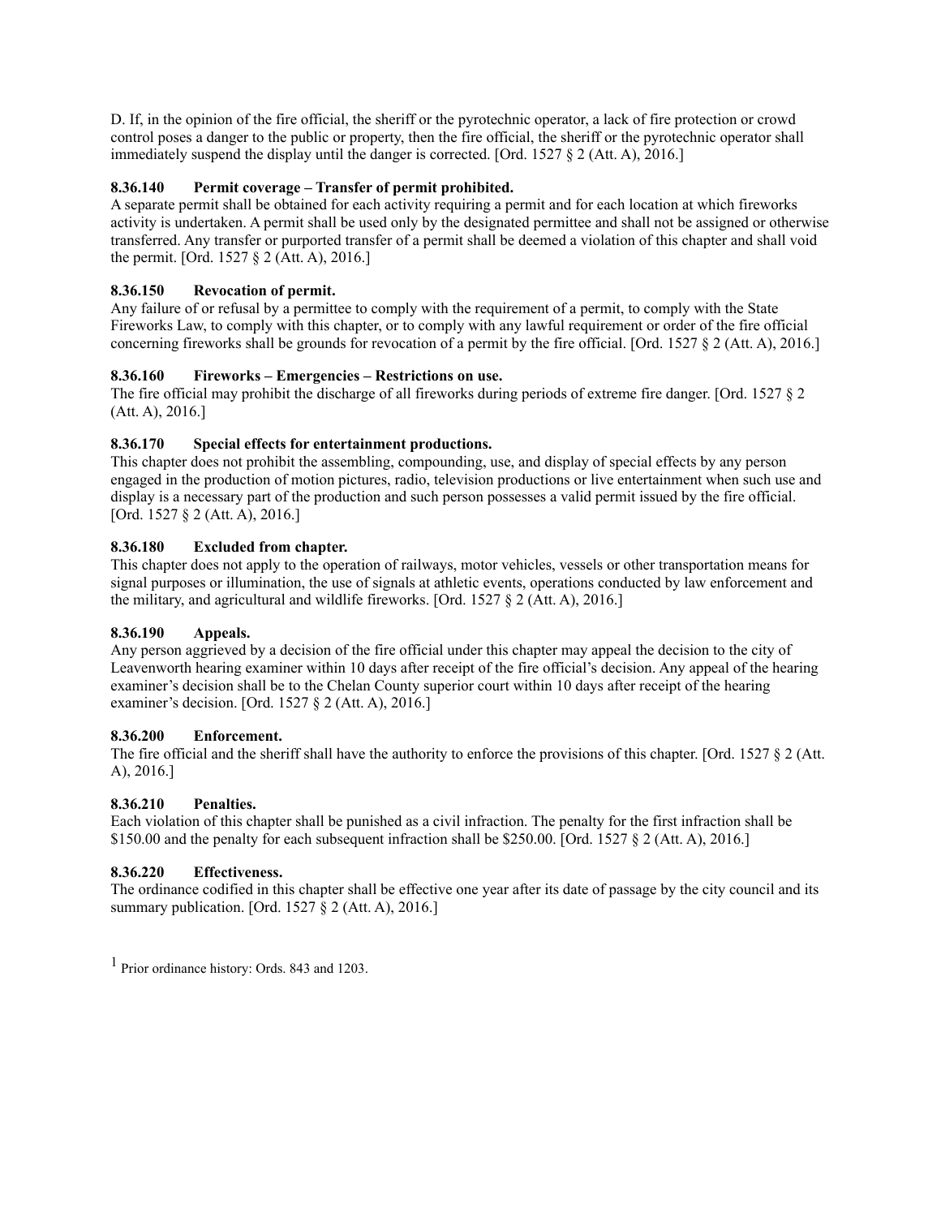D. If, in the opinion of the fire official, the sheriff or the pyrotechnic operator, a lack of fire protection or crowd control poses a danger to the public or property, then the fire official, the sheriff or the pyrotechnic operator shall immediately suspend the display until the danger is corrected. [Ord. 1527 § 2 (Att. A), 2016.]

**8.36.140 Permit coverage – Transfer of permit prohibited.**

A separate permit shall be obtained for each activity requiring a permit and for each location at which fireworks activity is undertaken. A permit shall be used only by the designated permittee and shall not be assigned or otherwise transferred. Any transfer or purported transfer of a permit shall be deemed a violation of this chapter and shall void the permit. [Ord. 1527 § 2 (Att. A), 2016.]

**8.36.150 Revocation of permit.**

Any failure of or refusal by a permittee to comply with the requirement of a permit, to comply with the State Fireworks Law, to comply with this chapter, or to comply with any lawful requirement or order of the fire official concerning fireworks shall be grounds for revocation of a permit by the fire official. [Ord. 1527 § 2 (Att. A), 2016.]

**8.36.160 Fireworks – Emergencies – Restrictions on use.**

The fire official may prohibit the discharge of all fireworks during periods of extreme fire danger. [Ord. 1527 § 2 (Att. A), 2016.]

**8.36.170 Special effects for entertainment productions.**

This chapter does not prohibit the assembling, compounding, use, and display of special effects by any person engaged in the production of motion pictures, radio, television productions or live entertainment when such use and display is a necessary part of the production and such person possesses a valid permit issued by the fire official. [Ord. 1527 § 2 (Att. A), 2016.]

**8.36.180 Excluded from chapter.**

This chapter does not apply to the operation of railways, motor vehicles, vessels or other transportation means for signal purposes or illumination, the use of signals at athletic events, operations conducted by law enforcement and the military, and agricultural and wildlife fireworks. [Ord. 1527 § 2 (Att. A), 2016.]

**8.36.190 Appeals.**

Any person aggrieved by a decision of the fire official under this chapter may appeal the decision to the city of Leavenworth hearing examiner within 10 days after receipt of the fire official's decision. Any appeal of the hearing examiner's decision shall be to the Chelan County superior court within 10 days after receipt of the hearing examiner's decision. [Ord. 1527 § 2 (Att. A), 2016.]

**8.36.200 Enforcement.**

The fire official and the sheriff shall have the authority to enforce the provisions of this chapter. [Ord. 1527 § 2 (Att. A), 2016.]

**8.36.210 Penalties.**

Each violation of this chapter shall be punished as a civil infraction. The penalty for the first infraction shall be $150.00 and the penalty for each subsequent infraction shall be $250.00. [Ord. 1527 § 2 (Att. A), 2016.]

**8.36.220 Effectiveness.**

The ordinance codified in this chapter shall be effective one year after its date of passage by the city council and its summary publication. [Ord. 1527 § 2 (Att. A), 2016.]

[1] Prior ordinance history: Ords. 843 and 1203.